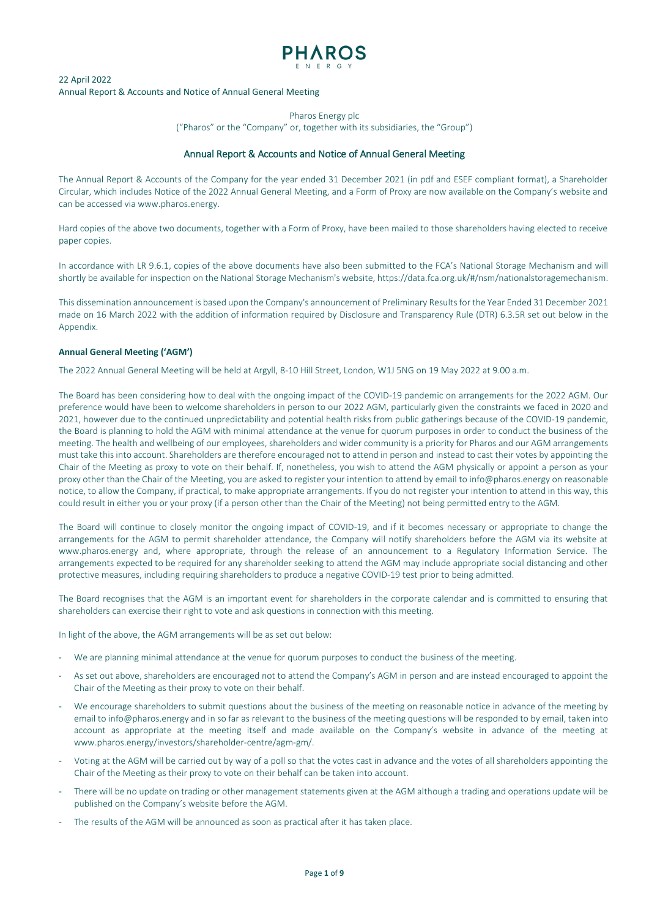PHAROS
ENERGY

22 April 2022
Annual Report & Accounts and Notice of Annual General Meeting

Pharos Energy plc
("Pharos" or the "Company" or, together with its subsidiaries, the "Group")

## Annual Report & Accounts and Notice of Annual General Meeting

The Annual Report & Accounts of the Company for the year ended 31 December 2021 (in pdf and ESEF compliant format), a Shareholder Circular, which includes Notice of the 2022 Annual General Meeting, and a Form of Proxy are now available on the Company's website and can be accessed via www.pharos.energy.

Hard copies of the above two documents, together with a Form of Proxy, have been mailed to those shareholders having elected to receive paper copies.

In accordance with LR 9.6.1, copies of the above documents have also been submitted to the FCA's National Storage Mechanism and will shortly be available for inspection on the National Storage Mechanism's website, https://data.fca.org.uk/#/nsm/nationalstoragemechanism.

This dissemination announcement is based upon the Company's announcement of Preliminary Results for the Year Ended 31 December 2021 made on 16 March 2022 with the addition of information required by Disclosure and Transparency Rule (DTR) 6.3.5R set out below in the Appendix.

**Annual General Meeting ('AGM')**

The 2022 Annual General Meeting will be held at Argyll, 8-10 Hill Street, London, W1J 5NG on 19 May 2022 at 9.00 a.m.

The Board has been considering how to deal with the ongoing impact of the COVID-19 pandemic on arrangements for the 2022 AGM. Our preference would have been to welcome shareholders in person to our 2022 AGM, particularly given the constraints we faced in 2020 and 2021, however due to the continued unpredictability and potential health risks from public gatherings because of the COVID-19 pandemic, the Board is planning to hold the AGM with minimal attendance at the venue for quorum purposes in order to conduct the business of the meeting. The health and wellbeing of our employees, shareholders and wider community is a priority for Pharos and our AGM arrangements must take this into account. Shareholders are therefore encouraged not to attend in person and instead to cast their votes by appointing the Chair of the Meeting as proxy to vote on their behalf. If, nonetheless, you wish to attend the AGM physically or appoint a person as your proxy other than the Chair of the Meeting, you are asked to register your intention to attend by email to info@pharos.energy on reasonable notice, to allow the Company, if practical, to make appropriate arrangements. If you do not register your intention to attend in this way, this could result in either you or your proxy (if a person other than the Chair of the Meeting) not being permitted entry to the AGM.

The Board will continue to closely monitor the ongoing impact of COVID-19, and if it becomes necessary or appropriate to change the arrangements for the AGM to permit shareholder attendance, the Company will notify shareholders before the AGM via its website at www.pharos.energy and, where appropriate, through the release of an announcement to a Regulatory Information Service. The arrangements expected to be required for any shareholder seeking to attend the AGM may include appropriate social distancing and other protective measures, including requiring shareholders to produce a negative COVID-19 test prior to being admitted.

The Board recognises that the AGM is an important event for shareholders in the corporate calendar and is committed to ensuring that shareholders can exercise their right to vote and ask questions in connection with this meeting.

In light of the above, the AGM arrangements will be as set out below:

- We are planning minimal attendance at the venue for quorum purposes to conduct the business of the meeting.
- As set out above, shareholders are encouraged not to attend the Company's AGM in person and are instead encouraged to appoint the Chair of the Meeting as their proxy to vote on their behalf.
- We encourage shareholders to submit questions about the business of the meeting on reasonable notice in advance of the meeting by email to info@pharos.energy and in so far as relevant to the business of the meeting questions will be responded to by email, taken into account as appropriate at the meeting itself and made available on the Company's website in advance of the meeting at www.pharos.energy/investors/shareholder-centre/agm-gm/.
- Voting at the AGM will be carried out by way of a poll so that the votes cast in advance and the votes of all shareholders appointing the Chair of the Meeting as their proxy to vote on their behalf can be taken into account.
- There will be no update on trading or other management statements given at the AGM although a trading and operations update will be published on the Company's website before the AGM.
- The results of the AGM will be announced as soon as practical after it has taken place.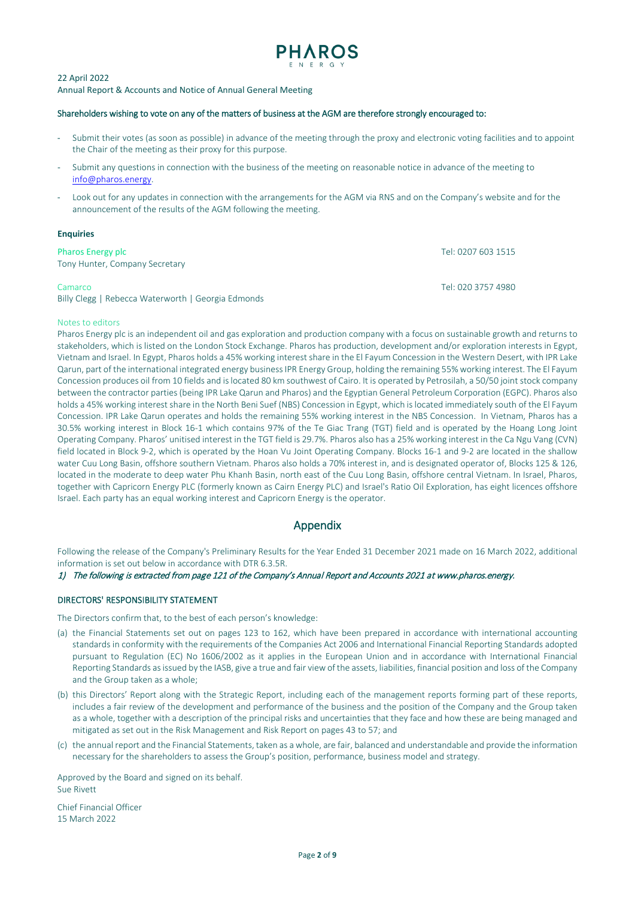22 April 2022
Annual Report & Accounts and Notice of Annual General Meeting

**Shareholders wishing to vote on any of the matters of business at the AGM are therefore strongly encouraged to:**

- Submit their votes (as soon as possible) in advance of the meeting through the proxy and electronic voting facilities and to appoint the Chair of the meeting as their proxy for this purpose.
- Submit any questions in connection with the business of the meeting on reasonable notice in advance of the meeting to info@pharos.energy.
- Look out for any updates in connection with the arrangements for the AGM via RNS and on the Company's website and for the announcement of the results of the AGM following the meeting.

**Enquiries**

Pharos Energy plc — Tel: 0207 603 1515
Tony Hunter, Company Secretary

Camarco — Tel: 020 3757 4980
Billy Clegg | Rebecca Waterworth | Georgia Edmonds

Notes to editors

Pharos Energy plc is an independent oil and gas exploration and production company with a focus on sustainable growth and returns to stakeholders, which is listed on the London Stock Exchange. Pharos has production, development and/or exploration interests in Egypt, Vietnam and Israel. In Egypt, Pharos holds a 45% working interest share in the El Fayum Concession in the Western Desert, with IPR Lake Qarun, part of the international integrated energy business IPR Energy Group, holding the remaining 55% working interest. The El Fayum Concession produces oil from 10 fields and is located 80 km southwest of Cairo. It is operated by Petrosilah, a 50/50 joint stock company between the contractor parties (being IPR Lake Qarun and Pharos) and the Egyptian General Petroleum Corporation (EGPC). Pharos also holds a 45% working interest share in the North Beni Suef (NBS) Concession in Egypt, which is located immediately south of the El Fayum Concession. IPR Lake Qarun operates and holds the remaining 55% working interest in the NBS Concession. In Vietnam, Pharos has a 30.5% working interest in Block 16-1 which contains 97% of the Te Giac Trang (TGT) field and is operated by the Hoang Long Joint Operating Company. Pharos' unitised interest in the TGT field is 29.7%. Pharos also has a 25% working interest in the Ca Ngu Vang (CVN) field located in Block 9-2, which is operated by the Hoan Vu Joint Operating Company. Blocks 16-1 and 9-2 are located in the shallow water Cuu Long Basin, offshore southern Vietnam. Pharos also holds a 70% interest in, and is designated operator of, Blocks 125 & 126, located in the moderate to deep water Phu Khanh Basin, north east of the Cuu Long Basin, offshore central Vietnam. In Israel, Pharos, together with Capricorn Energy PLC (formerly known as Cairn Energy PLC) and Israel's Ratio Oil Exploration, has eight licences offshore Israel. Each party has an equal working interest and Capricorn Energy is the operator.

## Appendix

Following the release of the Company's Preliminary Results for the Year Ended 31 December 2021 made on 16 March 2022, additional information is set out below in accordance with DTR 6.3.5R.

*1) The following is extracted from page 121 of the Company's Annual Report and Accounts 2021 at www.pharos.energy.*

### DIRECTORS' RESPONSIBILITY STATEMENT

The Directors confirm that, to the best of each person's knowledge:

(a) the Financial Statements set out on pages 123 to 162, which have been prepared in accordance with international accounting standards in conformity with the requirements of the Companies Act 2006 and International Financial Reporting Standards adopted pursuant to Regulation (EC) No 1606/2002 as it applies in the European Union and in accordance with International Financial Reporting Standards as issued by the IASB, give a true and fair view of the assets, liabilities, financial position and loss of the Company and the Group taken as a whole;

(b) this Directors' Report along with the Strategic Report, including each of the management reports forming part of these reports, includes a fair review of the development and performance of the business and the position of the Company and the Group taken as a whole, together with a description of the principal risks and uncertainties that they face and how these are being managed and mitigated as set out in the Risk Management and Risk Report on pages 43 to 57; and

(c) the annual report and the Financial Statements, taken as a whole, are fair, balanced and understandable and provide the information necessary for the shareholders to assess the Group's position, performance, business model and strategy.

Approved by the Board and signed on its behalf.
Sue Rivett

Chief Financial Officer
15 March 2022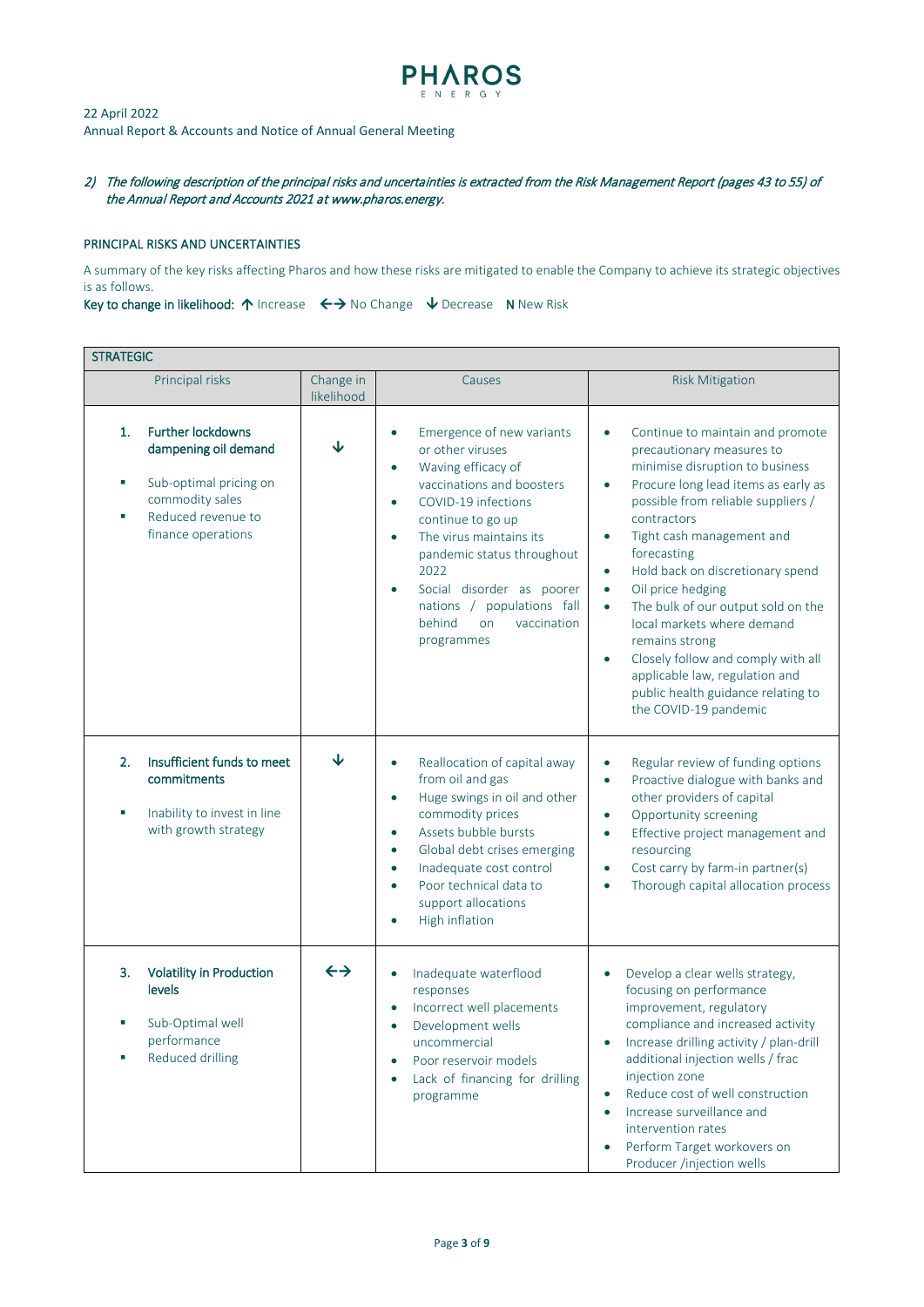PHAROS ENERGY

22 April 2022
Annual Report & Accounts and Notice of Annual General Meeting

*2) The following description of the principal risks and uncertainties is extracted from the Risk Management Report (pages 43 to 55) of the Annual Report and Accounts 2021 at www.pharos.energy.*

### PRINCIPAL RISKS AND UNCERTAINTIES

A summary of the key risks affecting Pharos and how these risks are mitigated to enable the Company to achieve its strategic objectives is as follows.

**Key to change in likelihood:** ↑ Increase ←→ No Change ↓ Decrease **N** New Risk

| STRATEGIC | | | |
|---|---|---|---|
| Principal risks | Change in likelihood | Causes | Risk Mitigation |
| **1. Further lockdowns dampening oil demand**<br>▪ Sub-optimal pricing on commodity sales<br>▪ Reduced revenue to finance operations | ↓ | • Emergence of new variants or other viruses<br>• Waving efficacy of vaccinations and boosters<br>• COVID-19 infections continue to go up<br>• The virus maintains its pandemic status throughout 2022<br>• Social disorder as poorer nations / populations fall behind on vaccination programmes | • Continue to maintain and promote precautionary measures to minimise disruption to business<br>• Procure long lead items as early as possible from reliable suppliers / contractors<br>• Tight cash management and forecasting<br>• Hold back on discretionary spend<br>• Oil price hedging<br>• The bulk of our output sold on the local markets where demand remains strong<br>• Closely follow and comply with all applicable law, regulation and public health guidance relating to the COVID-19 pandemic |
| **2. Insufficient funds to meet commitments**<br>▪ Inability to invest in line with growth strategy | ↓ | • Reallocation of capital away from oil and gas<br>• Huge swings in oil and other commodity prices<br>• Assets bubble bursts<br>• Global debt crises emerging<br>• Inadequate cost control<br>• Poor technical data to support allocations<br>• High inflation | • Regular review of funding options<br>• Proactive dialogue with banks and other providers of capital<br>• Opportunity screening<br>• Effective project management and resourcing<br>• Cost carry by farm-in partner(s)<br>• Thorough capital allocation process |
| **3. Volatility in Production levels**<br>▪ Sub-Optimal well performance<br>▪ Reduced drilling | ←→ | • Inadequate waterflood responses<br>• Incorrect well placements<br>• Development wells uncommercial<br>• Poor reservoir models<br>• Lack of financing for drilling programme | • Develop a clear wells strategy, focusing on performance improvement, regulatory compliance and increased activity<br>• Increase drilling activity / plan-drill additional injection wells / frac injection zone<br>• Reduce cost of well construction<br>• Increase surveillance and intervention rates<br>• Perform Target workovers on Producer /injection wells |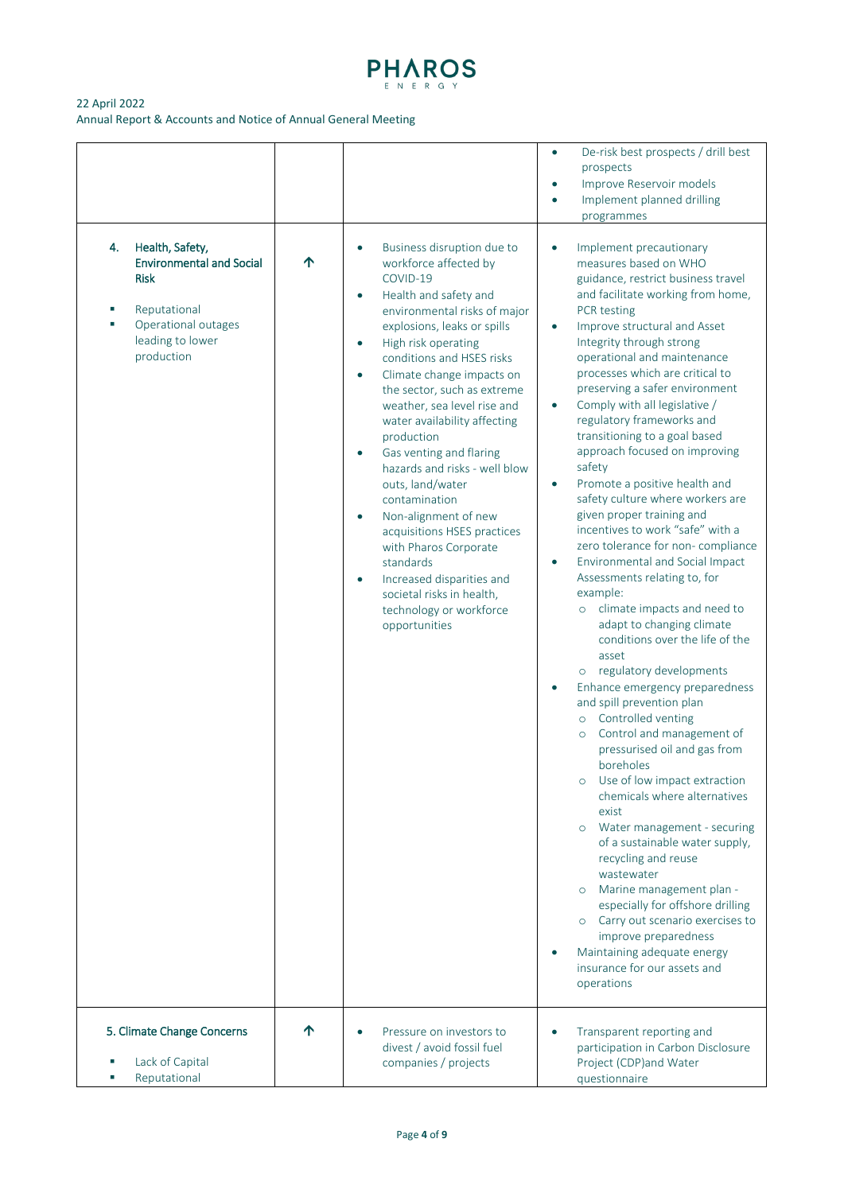| | | | |
|---|---|---|---|
| | | | • De-risk best prospects / drill best prospects<br>• Improve Reservoir models<br>• Implement planned drilling programmes |
| **4. Health, Safety, Environmental and Social Risk**<br>▪ Reputational<br>▪ Operational outages leading to lower production | ↑ | • Business disruption due to workforce affected by COVID-19<br>• Health and safety and environmental risks of major explosions, leaks or spills<br>• High risk operating conditions and HSES risks<br>• Climate change impacts on the sector, such as extreme weather, sea level rise and water availability affecting production<br>• Gas venting and flaring hazards and risks - well blow outs, land/water contamination<br>• Non-alignment of new acquisitions HSES practices with Pharos Corporate standards<br>• Increased disparities and societal risks in health, technology or workforce opportunities | • Implement precautionary measures based on WHO guidance, restrict business travel and facilitate working from home, PCR testing<br>• Improve structural and Asset Integrity through strong operational and maintenance processes which are critical to preserving a safer environment<br>• Comply with all legislative / regulatory frameworks and transitioning to a goal based approach focused on improving safety<br>• Promote a positive health and safety culture where workers are given proper training and incentives to work "safe" with a zero tolerance for non- compliance<br>• Environmental and Social Impact Assessments relating to, for example:<br>  ○ climate impacts and need to adapt to changing climate conditions over the life of the asset<br>  ○ regulatory developments<br>• Enhance emergency preparedness and spill prevention plan<br>  ○ Controlled venting<br>  ○ Control and management of pressurised oil and gas from boreholes<br>  ○ Use of low impact extraction chemicals where alternatives exist<br>  ○ Water management - securing of a sustainable water supply, recycling and reuse wastewater<br>  ○ Marine management plan - especially for offshore drilling<br>  ○ Carry out scenario exercises to improve preparedness<br>• Maintaining adequate energy insurance for our assets and operations |
| **5. Climate Change Concerns**<br>▪ Lack of Capital<br>▪ Reputational | ↑ | • Pressure on investors to divest / avoid fossil fuel companies / projects | • Transparent reporting and participation in Carbon Disclosure Project (CDP)and Water questionnaire |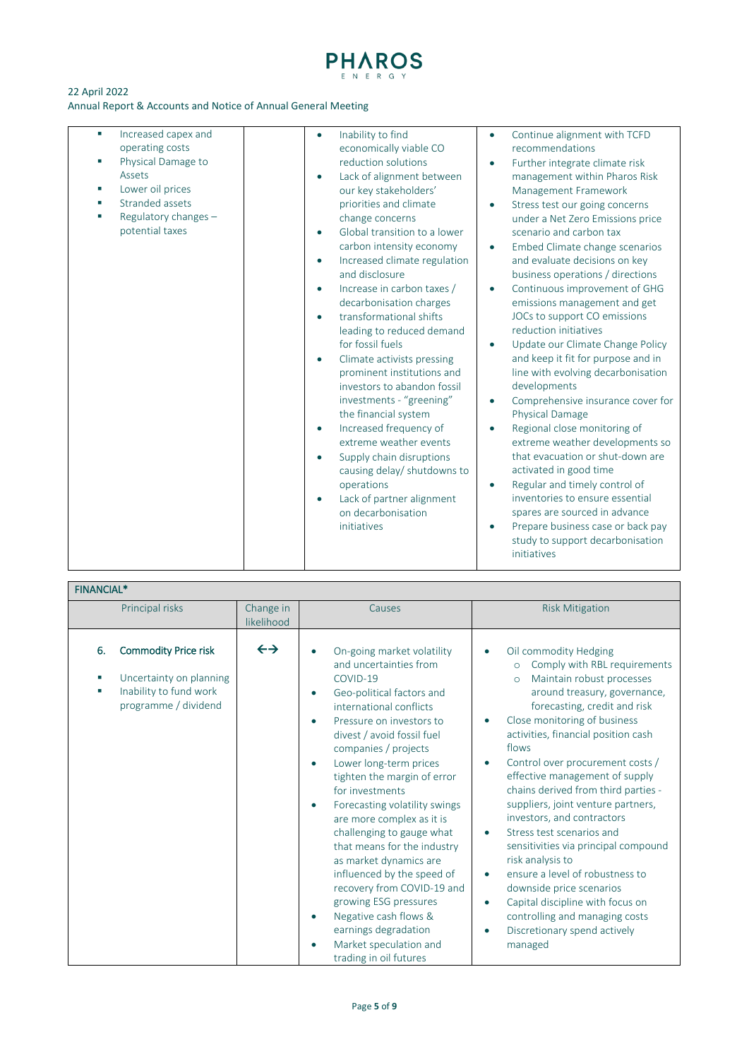22 April 2022

Annual Report & Accounts and Notice of Annual General Meeting

| | | | |
|---|---|---|---|
| ▪ Increased capex and operating costs<br>▪ Physical Damage to Assets<br>▪ Lower oil prices<br>▪ Stranded assets<br>▪ Regulatory changes – potential taxes | | • Inability to find economically viable CO reduction solutions<br>• Lack of alignment between our key stakeholders' priorities and climate change concerns<br>• Global transition to a lower carbon intensity economy<br>• Increased climate regulation and disclosure<br>• Increase in carbon taxes / decarbonisation charges<br>• transformational shifts leading to reduced demand for fossil fuels<br>• Climate activists pressing prominent institutions and investors to abandon fossil investments - "greening" the financial system<br>• Increased frequency of extreme weather events<br>• Supply chain disruptions causing delay/ shutdowns to operations<br>• Lack of partner alignment on decarbonisation initiatives | • Continue alignment with TCFD recommendations<br>• Further integrate climate risk management within Pharos Risk Management Framework<br>• Stress test our going concerns under a Net Zero Emissions price scenario and carbon tax<br>• Embed Climate change scenarios and evaluate decisions on key business operations / directions<br>• Continuous improvement of GHG emissions management and get JOCs to support CO emissions reduction initiatives<br>• Update our Climate Change Policy and keep it fit for purpose and in line with evolving decarbonisation developments<br>• Comprehensive insurance cover for Physical Damage<br>• Regional close monitoring of extreme weather developments so that evacuation or shut-down are activated in good time<br>• Regular and timely control of inventories to ensure essential spares are sourced in advance<br>• Prepare business case or back pay study to support decarbonisation initiatives |

**FINANCIAL***

| Principal risks | Change in likelihood | Causes | Risk Mitigation |
|---|---|---|---|
| **6. Commodity Price risk**<br>▪ Uncertainty on planning<br>▪ Inability to fund work programme / dividend | ↔ | • On-going market volatility and uncertainties from COVID-19<br>• Geo-political factors and international conflicts<br>• Pressure on investors to divest / avoid fossil fuel companies / projects<br>• Lower long-term prices tighten the margin of error for investments<br>• Forecasting volatility swings are more complex as it is challenging to gauge what that means for the industry as market dynamics are influenced by the speed of recovery from COVID-19 and growing ESG pressures<br>• Negative cash flows & earnings degradation<br>• Market speculation and trading in oil futures | • Oil commodity Hedging<br>  ○ Comply with RBL requirements<br>  ○ Maintain robust processes around treasury, governance, forecasting, credit and risk<br>• Close monitoring of business activities, financial position cash flows<br>• Control over procurement costs / effective management of supply chains derived from third parties - suppliers, joint venture partners, investors, and contractors<br>• Stress test scenarios and sensitivities via principal compound risk analysis to<br>• ensure a level of robustness to downside price scenarios<br>• Capital discipline with focus on controlling and managing costs<br>• Discretionary spend actively managed |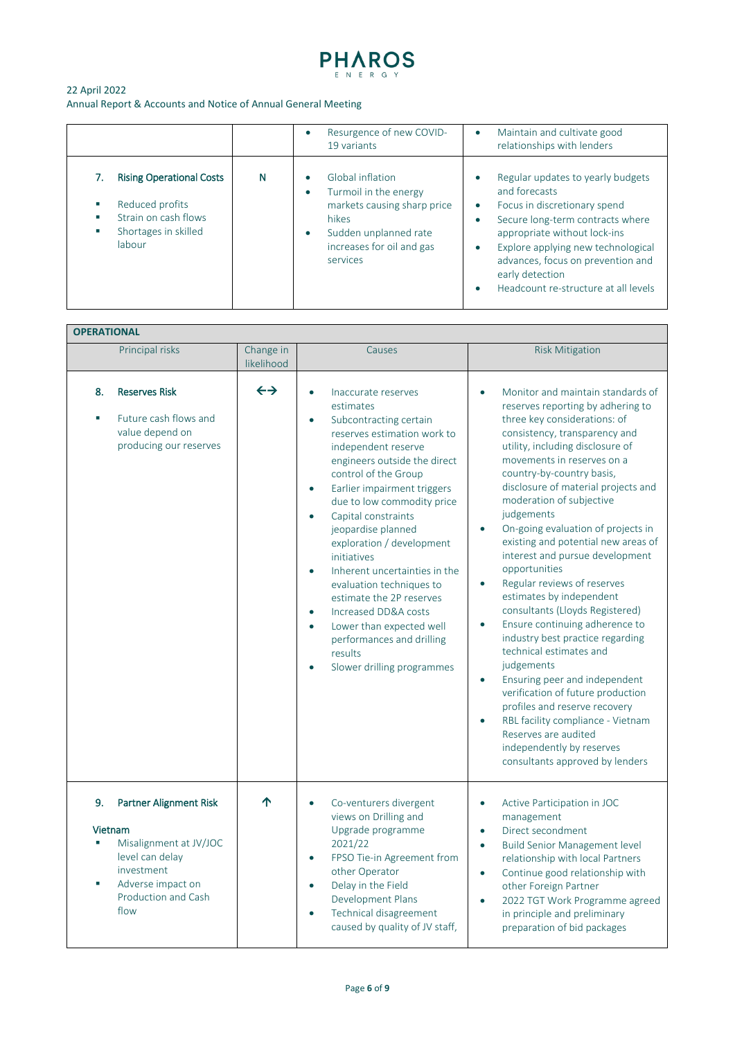22 April 2022
Annual Report & Accounts and Notice of Annual General Meeting

| | | | |
|---|---|---|---|
| | | • Resurgence of new COVID-19 variants | • Maintain and cultivate good relationships with lenders |
| **7. Rising Operational Costs**<br>▪ Reduced profits<br>▪ Strain on cash flows<br>▪ Shortages in skilled labour | N | • Global inflation<br>• Turmoil in the energy markets causing sharp price hikes<br>• Sudden unplanned rate increases for oil and gas services | • Regular updates to yearly budgets and forecasts<br>• Focus in discretionary spend<br>• Secure long-term contracts where appropriate without lock-ins<br>• Explore applying new technological advances, focus on prevention and early detection<br>• Headcount re-structure at all levels |

**OPERATIONAL**

| Principal risks | Change in likelihood | Causes | Risk Mitigation |
|---|---|---|---|
| **8. Reserves Risk**<br>▪ Future cash flows and value depend on producing our reserves | ←→ | • Inaccurate reserves estimates<br>• Subcontracting certain reserves estimation work to independent reserve engineers outside the direct control of the Group<br>• Earlier impairment triggers due to low commodity price<br>• Capital constraints jeopardise planned exploration / development initiatives<br>• Inherent uncertainties in the evaluation techniques to estimate the 2P reserves<br>• Increased DD&A costs<br>• Lower than expected well performances and drilling results<br>• Slower drilling programmes | • Monitor and maintain standards of reserves reporting by adhering to three key considerations: of consistency, transparency and utility, including disclosure of movements in reserves on a country-by-country basis, disclosure of material projects and moderation of subjective judgements<br>• On-going evaluation of projects in existing and potential new areas of interest and pursue development opportunities<br>• Regular reviews of reserves estimates by independent consultants (Lloyds Registered)<br>• Ensure continuing adherence to industry best practice regarding technical estimates and judgements<br>• Ensuring peer and independent verification of future production profiles and reserve recovery<br>• RBL facility compliance - Vietnam Reserves are audited independently by reserves consultants approved by lenders |
| **9. Partner Alignment Risk**<br>**Vietnam**<br>▪ Misalignment at JV/JOC level can delay investment<br>▪ Adverse impact on Production and Cash flow | ↑ | • Co-venturers divergent views on Drilling and Upgrade programme 2021/22<br>• FPSO Tie-in Agreement from other Operator<br>• Delay in the Field Development Plans<br>• Technical disagreement caused by quality of JV staff, | • Active Participation in JOC management<br>• Direct secondment<br>• Build Senior Management level relationship with local Partners<br>• Continue good relationship with other Foreign Partner<br>• 2022 TGT Work Programme agreed in principle and preliminary preparation of bid packages |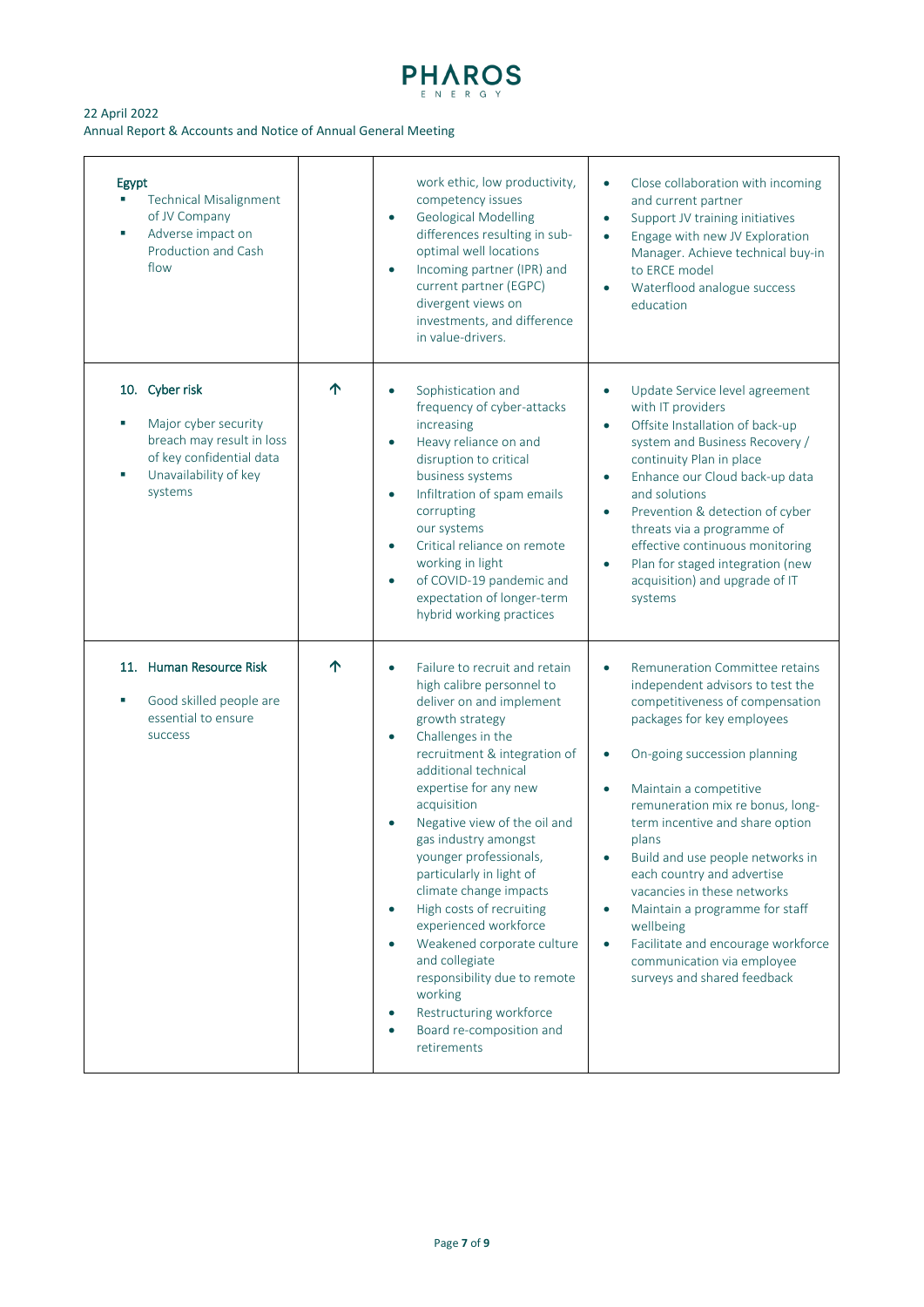| | | | |
|---|---|---|---|
| **Egypt**<br>▪ Technical Misalignment of JV Company<br>▪ Adverse impact on Production and Cash flow | | work ethic, low productivity, competency issues<br>• Geological Modelling differences resulting in sub-optimal well locations<br>• Incoming partner (IPR) and current partner (EGPC) divergent views on investments, and difference in value-drivers. | • Close collaboration with incoming and current partner<br>• Support JV training initiatives<br>• Engage with new JV Exploration Manager. Achieve technical buy-in to ERCE model<br>• Waterflood analogue success education |
| **10. Cyber risk**<br>▪ Major cyber security breach may result in loss of key confidential data<br>▪ Unavailability of key systems | ↑ | • Sophistication and frequency of cyber-attacks increasing<br>• Heavy reliance on and disruption to critical business systems<br>• Infiltration of spam emails corrupting our systems<br>• Critical reliance on remote working in light<br>• of COVID-19 pandemic and expectation of longer-term hybrid working practices | • Update Service level agreement with IT providers<br>• Offsite Installation of back-up system and Business Recovery / continuity Plan in place<br>• Enhance our Cloud back-up data and solutions<br>• Prevention & detection of cyber threats via a programme of effective continuous monitoring<br>• Plan for staged integration (new acquisition) and upgrade of IT systems |
| **11. Human Resource Risk**<br>▪ Good skilled people are essential to ensure success | ↑ | • Failure to recruit and retain high calibre personnel to deliver on and implement growth strategy<br>• Challenges in the recruitment & integration of additional technical expertise for any new acquisition<br>• Negative view of the oil and gas industry amongst younger professionals, particularly in light of climate change impacts<br>• High costs of recruiting experienced workforce<br>• Weakened corporate culture and collegiate responsibility due to remote working<br>• Restructuring workforce<br>• Board re-composition and retirements | • Remuneration Committee retains independent advisors to test the competitiveness of compensation packages for key employees<br>• On-going succession planning<br>• Maintain a competitive remuneration mix re bonus, long-term incentive and share option plans<br>• Build and use people networks in each country and advertise vacancies in these networks<br>• Maintain a programme for staff wellbeing<br>• Facilitate and encourage workforce communication via employee surveys and shared feedback |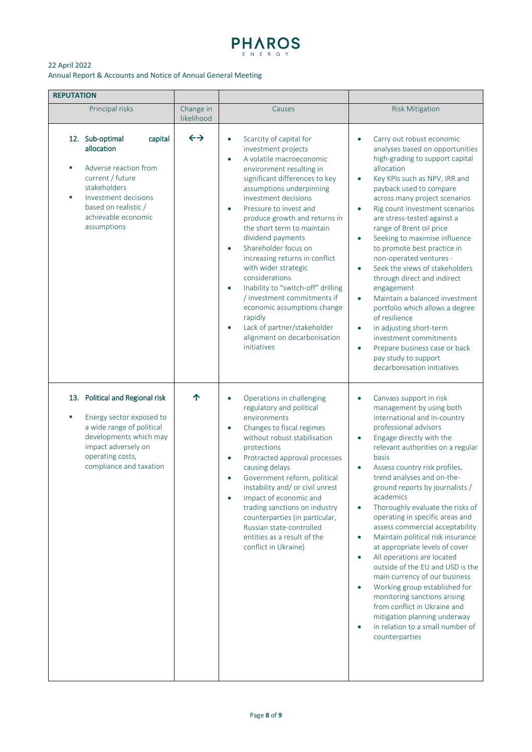22 April 2022
Annual Report & Accounts and Notice of Annual General Meeting

| REPUTATION | | | |
|---|---|---|---|
| Principal risks | Change in likelihood | Causes | Risk Mitigation |
| **12. Sub-optimal capital allocation**<br>▪ Adverse reaction from current / future stakeholders<br>▪ Investment decisions based on realistic / achievable economic assumptions | ←→ | • Scarcity of capital for investment projects<br>• A volatile macroeconomic environment resulting in significant differences to key assumptions underpinning investment decisions<br>• Pressure to invest and produce growth and returns in the short term to maintain dividend payments<br>• Shareholder focus on increasing returns in conflict with wider strategic considerations<br>• Inability to "switch-off" drilling / investment commitments if economic assumptions change rapidly<br>• Lack of partner/stakeholder alignment on decarbonisation initiatives | • Carry out robust economic analyses based on opportunities high-grading to support capital allocation<br>• Key KPIs such as NPV, IRR and payback used to compare across many project scenarios<br>• Rig count investment scenarios are stress-tested against a range of Brent oil price<br>• Seeking to maximise influence to promote best practice in non-operated ventures -<br>• Seek the views of stakeholders through direct and indirect engagement<br>• Maintain a balanced investment portfolio which allows a degree of resilience<br>• in adjusting short-term investment commitments<br>• Prepare business case or back pay study to support decarbonisation initiatives |
| **13. Political and Regional risk**<br>▪ Energy sector exposed to a wide range of political developments which may impact adversely on operating costs, compliance and taxation | ↑ | • Operations in challenging regulatory and political environments<br>• Changes to fiscal regimes without robust stabilisation protections<br>• Protracted approval processes causing delays<br>• Government reform, political instability and/ or civil unrest<br>• Impact of economic and trading sanctions on industry counterparties (in particular, Russian state-controlled entities as a result of the conflict in Ukraine) | • Canvass support in risk management by using both international and in-country professional advisors<br>• Engage directly with the relevant authorities on a regular basis<br>• Assess country risk profiles, trend analyses and on-the-ground reports by journalists / academics<br>• Thoroughly evaluate the risks of operating in specific areas and assess commercial acceptability<br>• Maintain political risk insurance at appropriate levels of cover<br>• All operations are located outside of the EU and USD is the main currency of our business<br>• Working group established for monitoring sanctions arising from conflict in Ukraine and mitigation planning underway<br>• in relation to a small number of counterparties |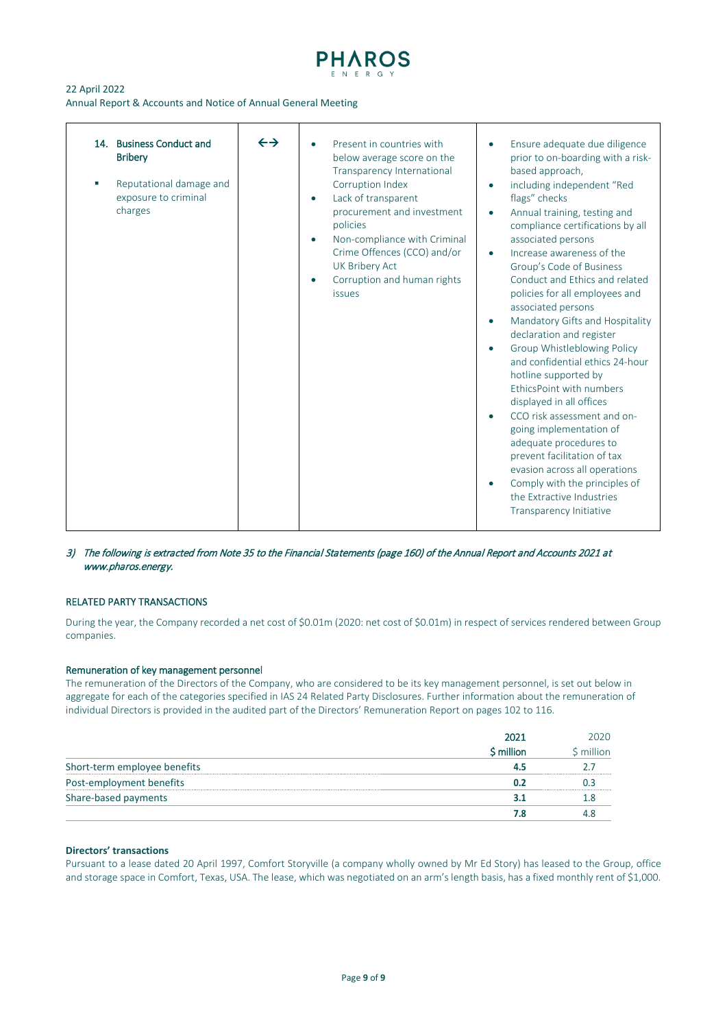| | | | |
|---|---|---|---|
| **14. Business Conduct and Bribery**<br>▪ Reputational damage and exposure to criminal charges | ←→ | • Present in countries with below average score on the Transparency International Corruption Index<br>• Lack of transparent procurement and investment policies<br>• Non-compliance with Criminal Crime Offences (CCO) and/or UK Bribery Act<br>• Corruption and human rights issues | • Ensure adequate due diligence prior to on-boarding with a risk-based approach,<br>• including independent "Red flags" checks<br>• Annual training, testing and compliance certifications by all associated persons<br>• Increase awareness of the Group's Code of Business Conduct and Ethics and related policies for all employees and associated persons<br>• Mandatory Gifts and Hospitality declaration and register<br>• Group Whistleblowing Policy and confidential ethics 24-hour hotline supported by EthicsPoint with numbers displayed in all offices<br>• CCO risk assessment and on-going implementation of adequate procedures to prevent facilitation of tax evasion across all operations<br>• Comply with the principles of the Extractive Industries Transparency Initiative |

*3) The following is extracted from Note 35 to the Financial Statements (page 160) of the Annual Report and Accounts 2021 at www.pharos.energy.*

## RELATED PARTY TRANSACTIONS

During the year, the Company recorded a net cost of $0.01m (2020: net cost of $0.01m) in respect of services rendered between Group companies.

### Remuneration of key management personnel

The remuneration of the Directors of the Company, who are considered to be its key management personnel, is set out below in aggregate for each of the categories specified in IAS 24 Related Party Disclosures. Further information about the remuneration of individual Directors is provided in the audited part of the Directors' Remuneration Report on pages 102 to 116.

| | **2021** | 2020 |
|---|---|---|
| | **$ million** | $ million |
| Short-term employee benefits | **4.5** | 2.7 |
| Post-employment benefits | **0.2** | 0.3 |
| Share-based payments | **3.1** | 1.8 |
| | **7.8** | 4.8 |

### Directors' transactions

Pursuant to a lease dated 20 April 1997, Comfort Storyville (a company wholly owned by Mr Ed Story) has leased to the Group, office and storage space in Comfort, Texas, USA. The lease, which was negotiated on an arm's length basis, has a fixed monthly rent of $1,000.